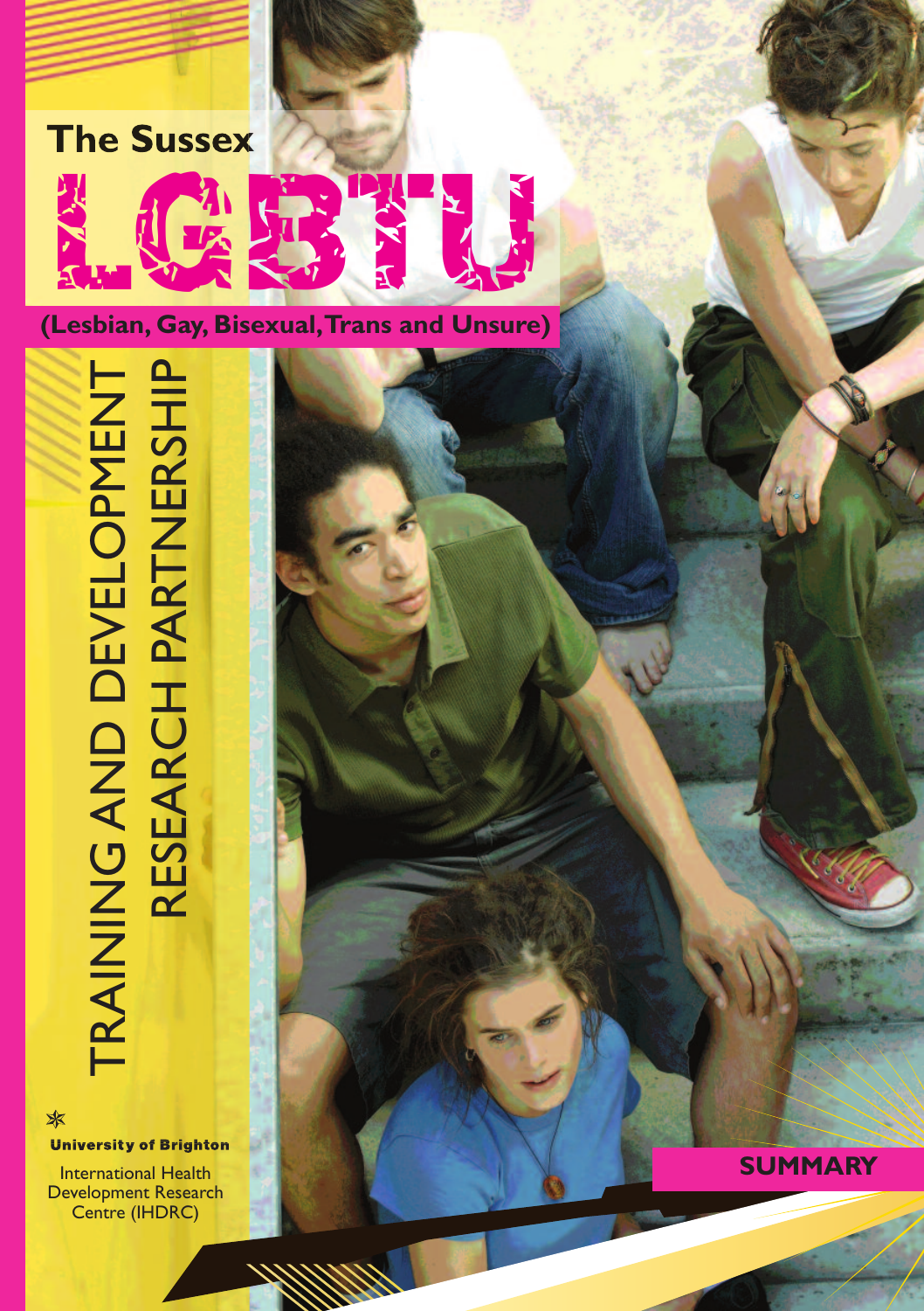# The Sussex LGBTU

**(Lesbian, Gay, Bisexual, Trans and Unsure)**

## TRAINING AND DEVELOPMENT RESEARCH PARTNERSHIP

**University of Brighton**

International Health Development Research Centre (IHDRC)

**SUMMARY**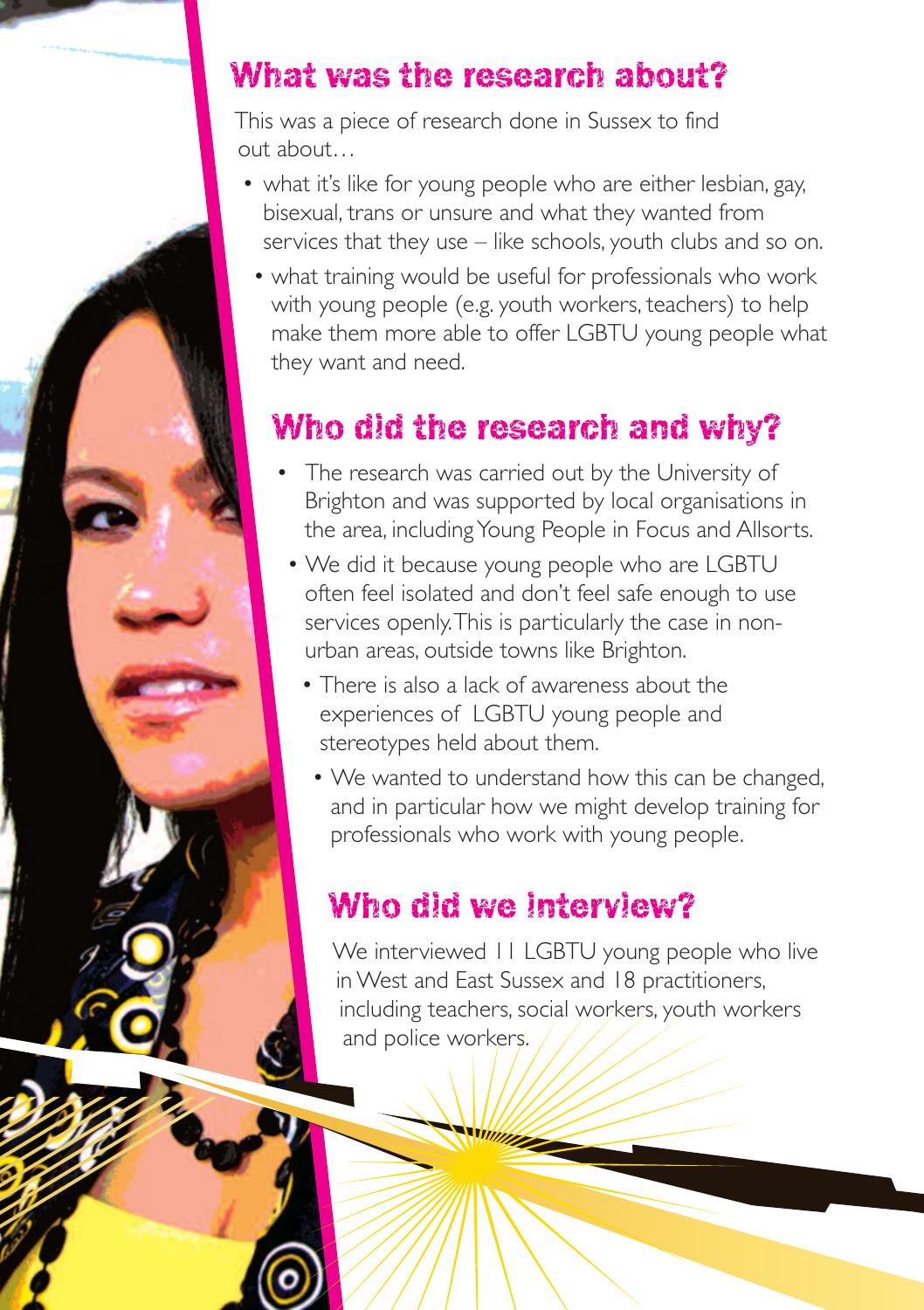## What was the research about?

This was a piece of research done in Sussex to find out about…

- what it's like for young people who are either lesbian, gay, bisexual, trans or unsure and what they wanted from services that they use – like schools, youth clubs and so on.
- what training would be useful for professionals who work with young people (e.g. youth workers, teachers) to help make them more able to offer LGBTU young people what they want and need.

## Who did the research and why?

- The research was carried out by the University of Brighton and was supported by local organisations in the area, including Young People in Focus and Allsorts.
- We did it because young people who are LGBTU often feel isolated and don't feel safe enough to use services openly. This is particularly the case in non-urban areas, outside towns like Brighton.
- There is also a lack of awareness about the experiences of LGBTU young people and stereotypes held about them.
- We wanted to understand how this can be changed, and in particular how we might develop training for professionals who work with young people.

## Who did we interview?

We interviewed 11 LGBTU young people who live in West and East Sussex and 18 practitioners, including teachers, social workers, youth workers and police workers.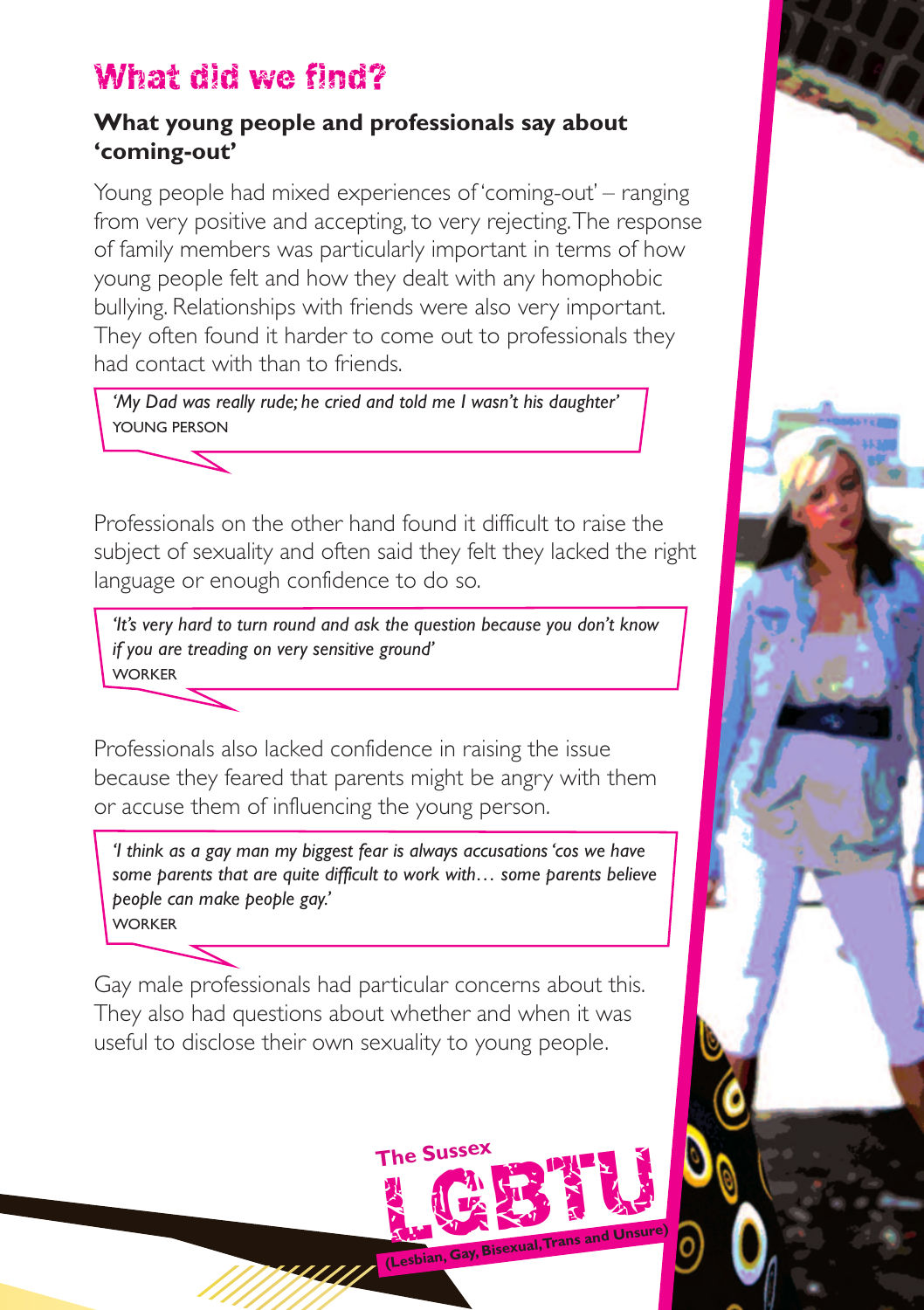# What did we find?

## What young people and professionals say about 'coming-out'

Young people had mixed experiences of 'coming-out' – ranging from very positive and accepting, to very rejecting. The response of family members was particularly important in terms of how young people felt and how they dealt with any homophobic bullying. Relationships with friends were also very important. They often found it harder to come out to professionals they had contact with than to friends.

> *'My Dad was really rude; he cried and told me I wasn't his daughter'*
> YOUNG PERSON

Professionals on the other hand found it difficult to raise the subject of sexuality and often said they felt they lacked the right language or enough confidence to do so.

> *'It's very hard to turn round and ask the question because you don't know if you are treading on very sensitive ground'*
> WORKER

Professionals also lacked confidence in raising the issue because they feared that parents might be angry with them or accuse them of influencing the young person.

> *'I think as a gay man my biggest fear is always accusations 'cos we have some parents that are quite difficult to work with… some parents believe people can make people gay.'*
> WORKER

Gay male professionals had particular concerns about this. They also had questions about whether and when it was useful to disclose their own sexuality to young people.

The Sussex LGBTU (Lesbian, Gay, Bisexual, Trans and Unsure)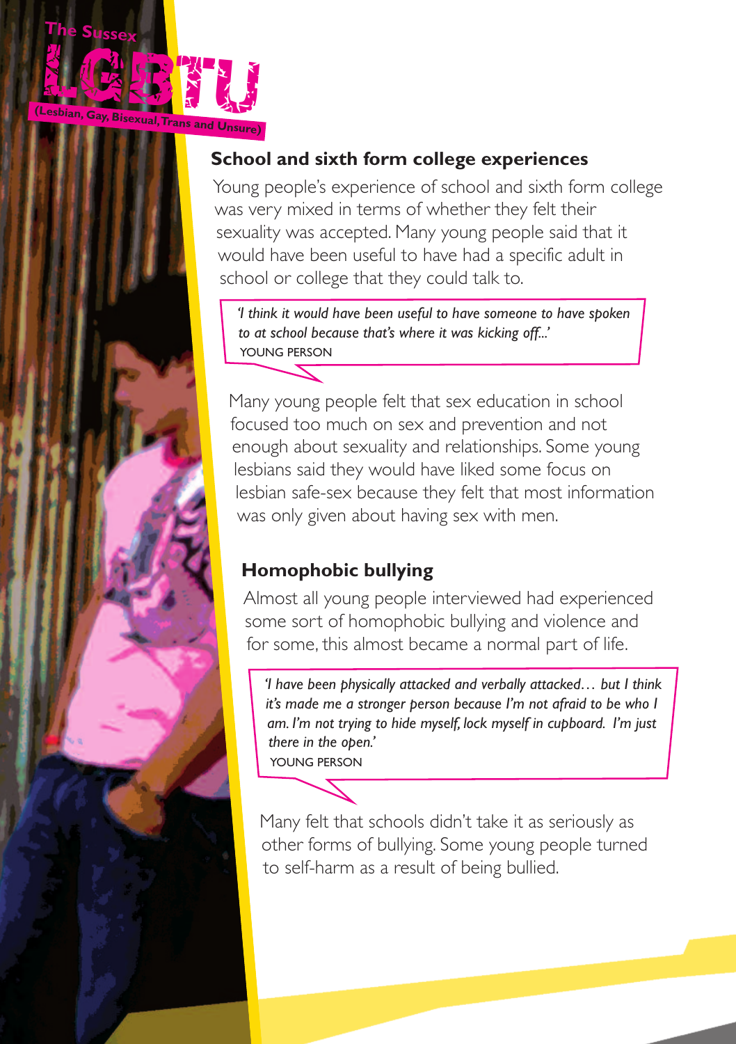The Sussex LGBTU (Lesbian, Gay, Bisexual, Trans and Unsure)

## School and sixth form college experiences

Young people's experience of school and sixth form college was very mixed in terms of whether they felt their sexuality was accepted. Many young people said that it would have been useful to have had a specific adult in school or college that they could talk to.

> *'I think it would have been useful to have someone to have spoken to at school because that's where it was kicking off...'*
> YOUNG PERSON

Many young people felt that sex education in school focused too much on sex and prevention and not enough about sexuality and relationships. Some young lesbians said they would have liked some focus on lesbian safe-sex because they felt that most information was only given about having sex with men.

## Homophobic bullying

Almost all young people interviewed had experienced some sort of homophobic bullying and violence and for some, this almost became a normal part of life.

> *'I have been physically attacked and verbally attacked… but I think it's made me a stronger person because I'm not afraid to be who I am. I'm not trying to hide myself, lock myself in cupboard. I'm just there in the open.'*
> YOUNG PERSON

Many felt that schools didn't take it as seriously as other forms of bullying. Some young people turned to self-harm as a result of being bullied.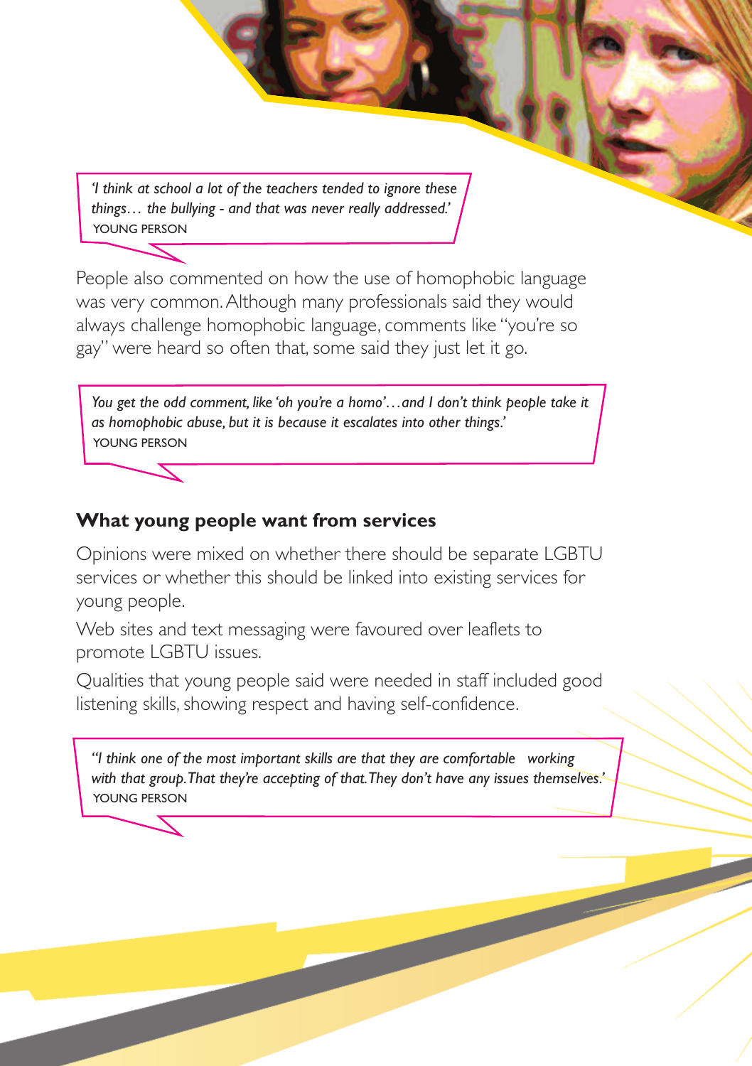> *'I think at school a lot of the teachers tended to ignore these things… the bullying - and that was never really addressed.'*
> YOUNG PERSON

People also commented on how the use of homophobic language was very common. Although many professionals said they would always challenge homophobic language, comments like "you're so gay" were heard so often that, some said they just let it go.

> *You get the odd comment, like 'oh you're a homo'…and I don't think people take it as homophobic abuse, but it is because it escalates into other things.'*
> YOUNG PERSON

## What young people want from services

Opinions were mixed on whether there should be separate LGBTU services or whether this should be linked into existing services for young people.

Web sites and text messaging were favoured over leaflets to promote LGBTU issues.

Qualities that young people said were needed in staff included good listening skills, showing respect and having self-confidence.

> *"I think one of the most important skills are that they are comfortable working with that group. That they're accepting of that. They don't have any issues themselves.'*
> YOUNG PERSON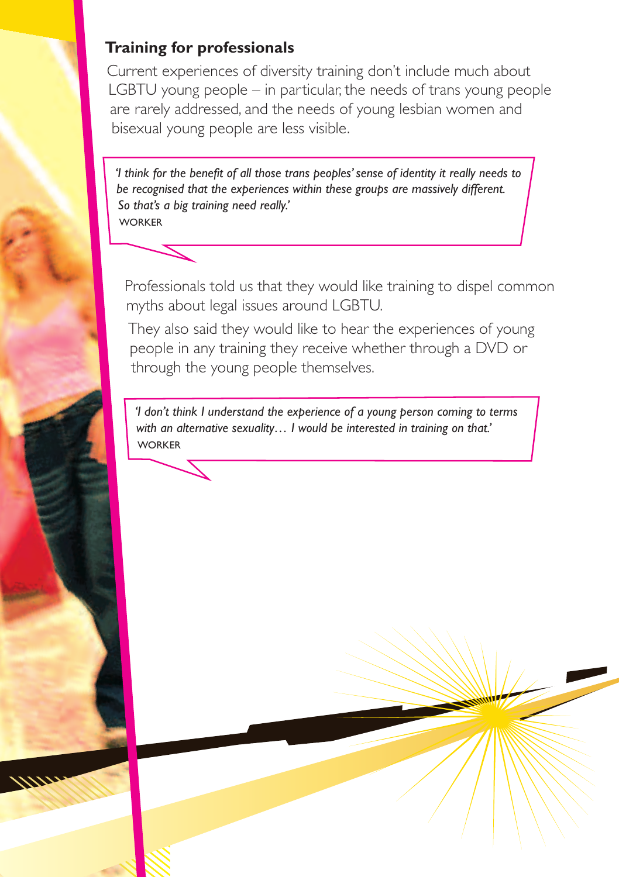## Training for professionals

Current experiences of diversity training don't include much about LGBTU young people – in particular, the needs of trans young people are rarely addressed, and the needs of young lesbian women and bisexual young people are less visible.

> *'I think for the benefit of all those trans peoples' sense of identity it really needs to be recognised that the experiences within these groups are massively different. So that's a big training need really.'*
> WORKER

Professionals told us that they would like training to dispel common myths about legal issues around LGBTU.

They also said they would like to hear the experiences of young people in any training they receive whether through a DVD or through the young people themselves.

> *'I don't think I understand the experience of a young person coming to terms with an alternative sexuality… I would be interested in training on that.'*
> WORKER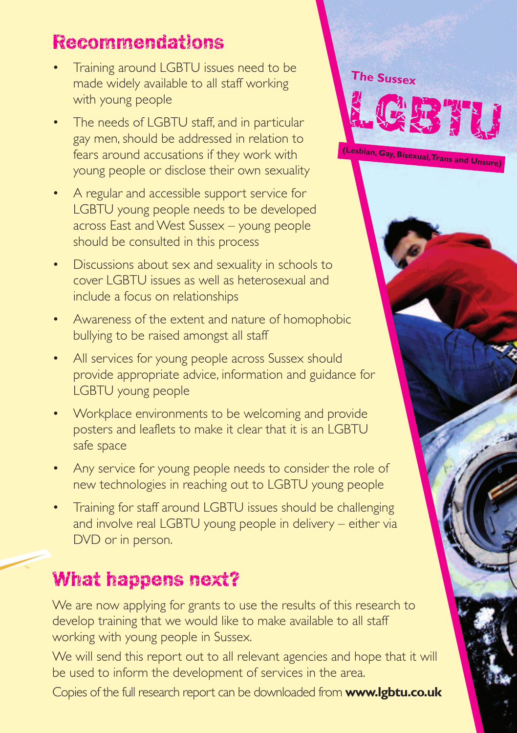## Recommendations

- Training around LGBTU issues need to be made widely available to all staff working with young people
- The needs of LGBTU staff, and in particular gay men, should be addressed in relation to fears around accusations if they work with young people or disclose their own sexuality
- A regular and accessible support service for LGBTU young people needs to be developed across East and West Sussex – young people should be consulted in this process
- Discussions about sex and sexuality in schools to cover LGBTU issues as well as heterosexual and include a focus on relationships
- Awareness of the extent and nature of homophobic bullying to be raised amongst all staff
- All services for young people across Sussex should provide appropriate advice, information and guidance for LGBTU young people
- Workplace environments to be welcoming and provide posters and leaflets to make it clear that it is an LGBTU safe space
- Any service for young people needs to consider the role of new technologies in reaching out to LGBTU young people
- Training for staff around LGBTU issues should be challenging and involve real LGBTU young people in delivery – either via DVD or in person.

The Sussex LGBTU (Lesbian, Gay, Bisexual, Trans and Unsure)

## What happens next?

We are now applying for grants to use the results of this research to develop training that we would like to make available to all staff working with young people in Sussex.

We will send this report out to all relevant agencies and hope that it will be used to inform the development of services in the area.

Copies of the full research report can be downloaded from **www.lgbtu.co.uk**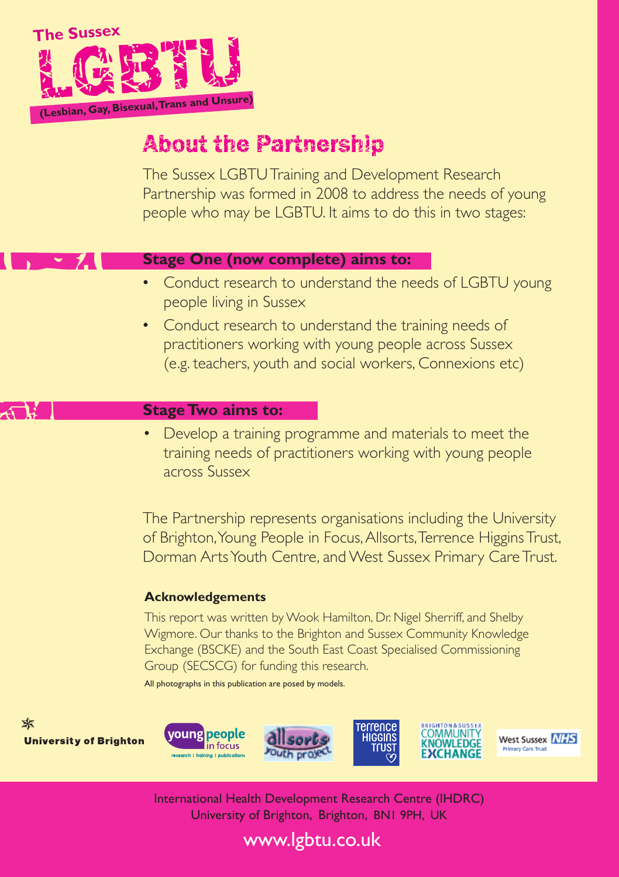The Sussex

LGBTU

(Lesbian, Gay, Bisexual, Trans and Unsure)

## About the Partnership

The Sussex LGBTU Training and Development Research Partnership was formed in 2008 to address the needs of young people who may be LGBTU. It aims to do this in two stages:

**Stage One (now complete) aims to:**

- Conduct research to understand the needs of LGBTU young people living in Sussex
- Conduct research to understand the training needs of practitioners working with young people across Sussex (e.g. teachers, youth and social workers, Connexions etc)

**Stage Two aims to:**

- Develop a training programme and materials to meet the training needs of practitioners working with young people across Sussex

The Partnership represents organisations including the University of Brighton, Young People in Focus, Allsorts, Terrence Higgins Trust, Dorman Arts Youth Centre, and West Sussex Primary Care Trust.

### Acknowledgements

This report was written by Wook Hamilton, Dr. Nigel Sherriff, and Shelby Wigmore. Our thanks to the Brighton and Sussex Community Knowledge Exchange (BSCKE) and the South East Coast Specialised Commissioning Group (SECSCG) for funding this research.

All photographs in this publication are posed by models.

University of Brighton | young people in focus (research | training | publications) | allsorts youth project | Terrence Higgins Trust | Brighton & Sussex Community Knowledge Exchange | West Sussex NHS Primary Care Trust

International Health Development Research Centre (IHDRC)
University of Brighton, Brighton, BN1 9PH, UK

www.lgbtu.co.uk